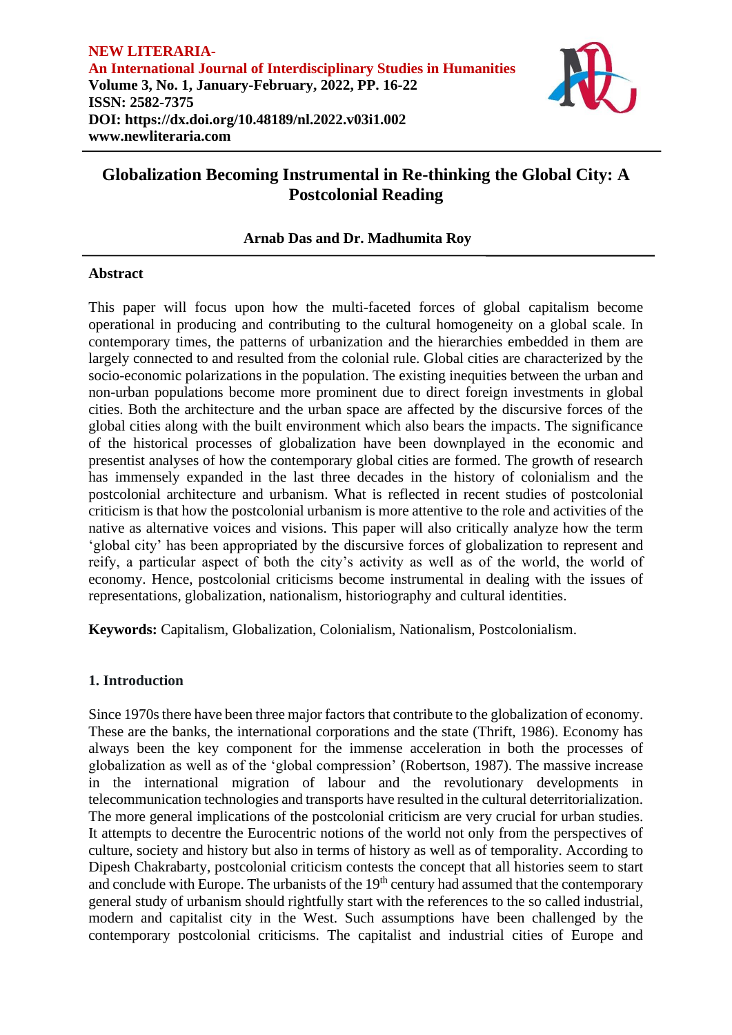**NEW LITERARIA-**
**An International Journal of Interdisciplinary Studies in Humanities**
**Volume 3, No. 1, January-February, 2022, PP. 16-22**
**ISSN: 2582-7375**
**DOI: https://dx.doi.org/10.48189/nl.2022.v03i1.002**
**www.newliteraria.com**

# Globalization Becoming Instrumental in Re-thinking the Global City: A Postcolonial Reading

**Arnab Das and Dr. Madhumita Roy**

## Abstract

This paper will focus upon how the multi-faceted forces of global capitalism become operational in producing and contributing to the cultural homogeneity on a global scale. In contemporary times, the patterns of urbanization and the hierarchies embedded in them are largely connected to and resulted from the colonial rule. Global cities are characterized by the socio-economic polarizations in the population. The existing inequities between the urban and non-urban populations become more prominent due to direct foreign investments in global cities. Both the architecture and the urban space are affected by the discursive forces of the global cities along with the built environment which also bears the impacts. The significance of the historical processes of globalization have been downplayed in the economic and presentist analyses of how the contemporary global cities are formed. The growth of research has immensely expanded in the last three decades in the history of colonialism and the postcolonial architecture and urbanism. What is reflected in recent studies of postcolonial criticism is that how the postcolonial urbanism is more attentive to the role and activities of the native as alternative voices and visions. This paper will also critically analyze how the term 'global city' has been appropriated by the discursive forces of globalization to represent and reify, a particular aspect of both the city's activity as well as of the world, the world of economy. Hence, postcolonial criticisms become instrumental in dealing with the issues of representations, globalization, nationalism, historiography and cultural identities.

**Keywords:** Capitalism, Globalization, Colonialism, Nationalism, Postcolonialism.

## 1. Introduction

Since 1970s there have been three major factors that contribute to the globalization of economy. These are the banks, the international corporations and the state (Thrift, 1986). Economy has always been the key component for the immense acceleration in both the processes of globalization as well as of the 'global compression' (Robertson, 1987). The massive increase in the international migration of labour and the revolutionary developments in telecommunication technologies and transports have resulted in the cultural deterritorialization. The more general implications of the postcolonial criticism are very crucial for urban studies. It attempts to decentre the Eurocentric notions of the world not only from the perspectives of culture, society and history but also in terms of history as well as of temporality. According to Dipesh Chakrabarty, postcolonial criticism contests the concept that all histories seem to start and conclude with Europe. The urbanists of the 19th century had assumed that the contemporary general study of urbanism should rightfully start with the references to the so called industrial, modern and capitalist city in the West. Such assumptions have been challenged by the contemporary postcolonial criticisms. The capitalist and industrial cities of Europe and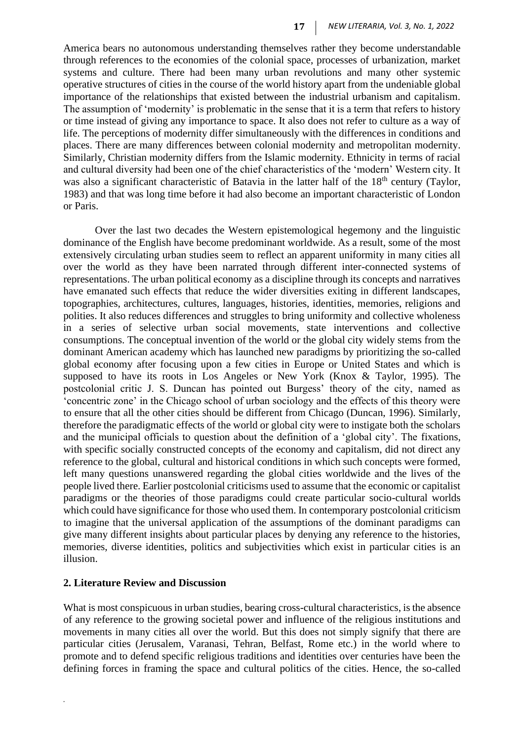America bears no autonomous understanding themselves rather they become understandable through references to the economies of the colonial space, processes of urbanization, market systems and culture. There had been many urban revolutions and many other systemic operative structures of cities in the course of the world history apart from the undeniable global importance of the relationships that existed between the industrial urbanism and capitalism. The assumption of 'modernity' is problematic in the sense that it is a term that refers to history or time instead of giving any importance to space. It also does not refer to culture as a way of life. The perceptions of modernity differ simultaneously with the differences in conditions and places. There are many differences between colonial modernity and metropolitan modernity. Similarly, Christian modernity differs from the Islamic modernity. Ethnicity in terms of racial and cultural diversity had been one of the chief characteristics of the 'modern' Western city. It was also a significant characteristic of Batavia in the latter half of the 18th century (Taylor, 1983) and that was long time before it had also become an important characteristic of London or Paris.

Over the last two decades the Western epistemological hegemony and the linguistic dominance of the English have become predominant worldwide. As a result, some of the most extensively circulating urban studies seem to reflect an apparent uniformity in many cities all over the world as they have been narrated through different inter-connected systems of representations. The urban political economy as a discipline through its concepts and narratives have emanated such effects that reduce the wider diversities exiting in different landscapes, topographies, architectures, cultures, languages, histories, identities, memories, religions and polities. It also reduces differences and struggles to bring uniformity and collective wholeness in a series of selective urban social movements, state interventions and collective consumptions. The conceptual invention of the world or the global city widely stems from the dominant American academy which has launched new paradigms by prioritizing the so-called global economy after focusing upon a few cities in Europe or United States and which is supposed to have its roots in Los Angeles or New York (Knox & Taylor, 1995). The postcolonial critic J. S. Duncan has pointed out Burgess' theory of the city, named as 'concentric zone' in the Chicago school of urban sociology and the effects of this theory were to ensure that all the other cities should be different from Chicago (Duncan, 1996). Similarly, therefore the paradigmatic effects of the world or global city were to instigate both the scholars and the municipal officials to question about the definition of a 'global city'. The fixations, with specific socially constructed concepts of the economy and capitalism, did not direct any reference to the global, cultural and historical conditions in which such concepts were formed, left many questions unanswered regarding the global cities worldwide and the lives of the people lived there. Earlier postcolonial criticisms used to assume that the economic or capitalist paradigms or the theories of those paradigms could create particular socio-cultural worlds which could have significance for those who used them. In contemporary postcolonial criticism to imagine that the universal application of the assumptions of the dominant paradigms can give many different insights about particular places by denying any reference to the histories, memories, diverse identities, politics and subjectivities which exist in particular cities is an illusion.

## 2. Literature Review and Discussion

What is most conspicuous in urban studies, bearing cross-cultural characteristics, is the absence of any reference to the growing societal power and influence of the religious institutions and movements in many cities all over the world. But this does not simply signify that there are particular cities (Jerusalem, Varanasi, Tehran, Belfast, Rome etc.) in the world where to promote and to defend specific religious traditions and identities over centuries have been the defining forces in framing the space and cultural politics of the cities. Hence, the so-called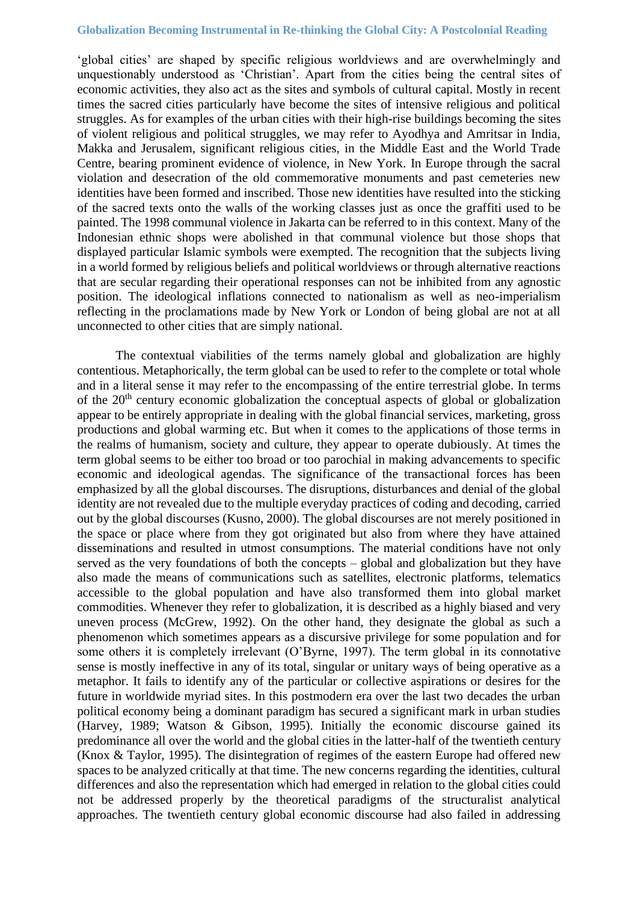'global cities' are shaped by specific religious worldviews and are overwhelmingly and unquestionably understood as 'Christian'. Apart from the cities being the central sites of economic activities, they also act as the sites and symbols of cultural capital. Mostly in recent times the sacred cities particularly have become the sites of intensive religious and political struggles. As for examples of the urban cities with their high-rise buildings becoming the sites of violent religious and political struggles, we may refer to Ayodhya and Amritsar in India, Makka and Jerusalem, significant religious cities, in the Middle East and the World Trade Centre, bearing prominent evidence of violence, in New York. In Europe through the sacral violation and desecration of the old commemorative monuments and past cemeteries new identities have been formed and inscribed. Those new identities have resulted into the sticking of the sacred texts onto the walls of the working classes just as once the graffiti used to be painted. The 1998 communal violence in Jakarta can be referred to in this context. Many of the Indonesian ethnic shops were abolished in that communal violence but those shops that displayed particular Islamic symbols were exempted. The recognition that the subjects living in a world formed by religious beliefs and political worldviews or through alternative reactions that are secular regarding their operational responses can not be inhibited from any agnostic position. The ideological inflations connected to nationalism as well as neo-imperialism reflecting in the proclamations made by New York or London of being global are not at all unconnected to other cities that are simply national.

The contextual viabilities of the terms namely global and globalization are highly contentious. Metaphorically, the term global can be used to refer to the complete or total whole and in a literal sense it may refer to the encompassing of the entire terrestrial globe. In terms of the 20th century economic globalization the conceptual aspects of global or globalization appear to be entirely appropriate in dealing with the global financial services, marketing, gross productions and global warming etc. But when it comes to the applications of those terms in the realms of humanism, society and culture, they appear to operate dubiously. At times the term global seems to be either too broad or too parochial in making advancements to specific economic and ideological agendas. The significance of the transactional forces has been emphasized by all the global discourses. The disruptions, disturbances and denial of the global identity are not revealed due to the multiple everyday practices of coding and decoding, carried out by the global discourses (Kusno, 2000). The global discourses are not merely positioned in the space or place where from they got originated but also from where they have attained disseminations and resulted in utmost consumptions. The material conditions have not only served as the very foundations of both the concepts – global and globalization but they have also made the means of communications such as satellites, electronic platforms, telematics accessible to the global population and have also transformed them into global market commodities. Whenever they refer to globalization, it is described as a highly biased and very uneven process (McGrew, 1992). On the other hand, they designate the global as such a phenomenon which sometimes appears as a discursive privilege for some population and for some others it is completely irrelevant (O'Byrne, 1997). The term global in its connotative sense is mostly ineffective in any of its total, singular or unitary ways of being operative as a metaphor. It fails to identify any of the particular or collective aspirations or desires for the future in worldwide myriad sites. In this postmodern era over the last two decades the urban political economy being a dominant paradigm has secured a significant mark in urban studies (Harvey, 1989; Watson & Gibson, 1995). Initially the economic discourse gained its predominance all over the world and the global cities in the latter-half of the twentieth century (Knox & Taylor, 1995). The disintegration of regimes of the eastern Europe had offered new spaces to be analyzed critically at that time. The new concerns regarding the identities, cultural differences and also the representation which had emerged in relation to the global cities could not be addressed properly by the theoretical paradigms of the structuralist analytical approaches. The twentieth century global economic discourse had also failed in addressing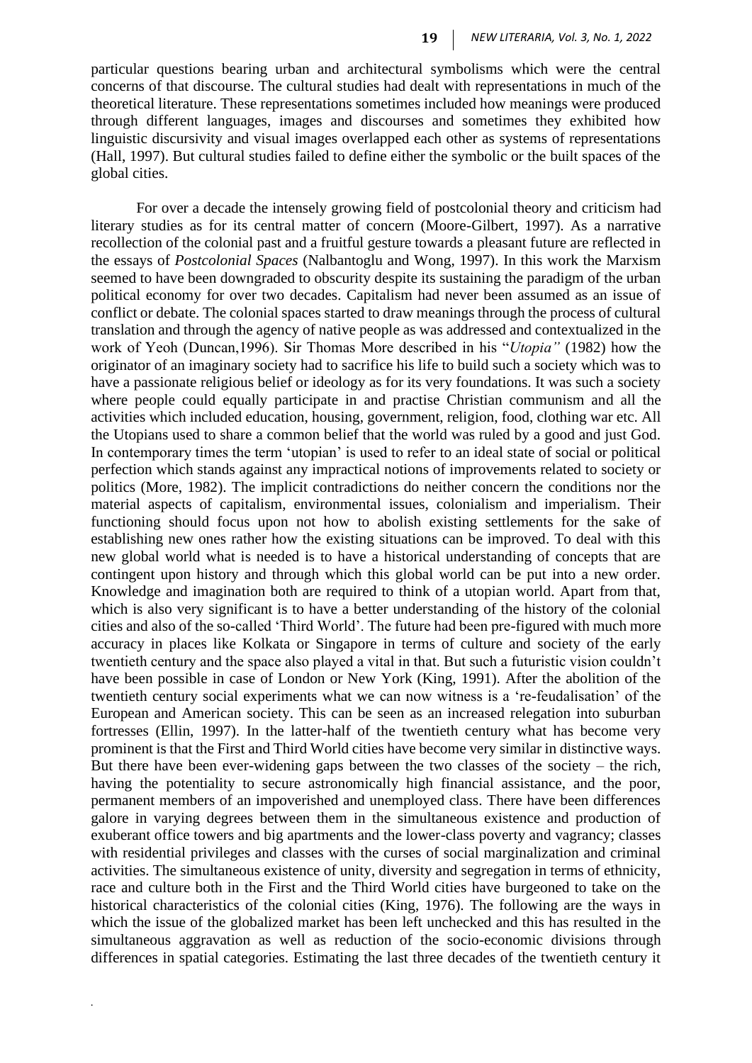particular questions bearing urban and architectural symbolisms which were the central concerns of that discourse. The cultural studies had dealt with representations in much of the theoretical literature. These representations sometimes included how meanings were produced through different languages, images and discourses and sometimes they exhibited how linguistic discursivity and visual images overlapped each other as systems of representations (Hall, 1997). But cultural studies failed to define either the symbolic or the built spaces of the global cities.

For over a decade the intensely growing field of postcolonial theory and criticism had literary studies as for its central matter of concern (Moore-Gilbert, 1997). As a narrative recollection of the colonial past and a fruitful gesture towards a pleasant future are reflected in the essays of *Postcolonial Spaces* (Nalbantoglu and Wong, 1997). In this work the Marxism seemed to have been downgraded to obscurity despite its sustaining the paradigm of the urban political economy for over two decades. Capitalism had never been assumed as an issue of conflict or debate. The colonial spaces started to draw meanings through the process of cultural translation and through the agency of native people as was addressed and contextualized in the work of Yeoh (Duncan,1996). Sir Thomas More described in his "*Utopia"* (1982) how the originator of an imaginary society had to sacrifice his life to build such a society which was to have a passionate religious belief or ideology as for its very foundations. It was such a society where people could equally participate in and practise Christian communism and all the activities which included education, housing, government, religion, food, clothing war etc. All the Utopians used to share a common belief that the world was ruled by a good and just God. In contemporary times the term 'utopian' is used to refer to an ideal state of social or political perfection which stands against any impractical notions of improvements related to society or politics (More, 1982). The implicit contradictions do neither concern the conditions nor the material aspects of capitalism, environmental issues, colonialism and imperialism. Their functioning should focus upon not how to abolish existing settlements for the sake of establishing new ones rather how the existing situations can be improved. To deal with this new global world what is needed is to have a historical understanding of concepts that are contingent upon history and through which this global world can be put into a new order. Knowledge and imagination both are required to think of a utopian world. Apart from that, which is also very significant is to have a better understanding of the history of the colonial cities and also of the so-called 'Third World'. The future had been pre-figured with much more accuracy in places like Kolkata or Singapore in terms of culture and society of the early twentieth century and the space also played a vital in that. But such a futuristic vision couldn't have been possible in case of London or New York (King, 1991). After the abolition of the twentieth century social experiments what we can now witness is a 're-feudalisation' of the European and American society. This can be seen as an increased relegation into suburban fortresses (Ellin, 1997). In the latter-half of the twentieth century what has become very prominent is that the First and Third World cities have become very similar in distinctive ways. But there have been ever-widening gaps between the two classes of the society – the rich, having the potentiality to secure astronomically high financial assistance, and the poor, permanent members of an impoverished and unemployed class. There have been differences galore in varying degrees between them in the simultaneous existence and production of exuberant office towers and big apartments and the lower-class poverty and vagrancy; classes with residential privileges and classes with the curses of social marginalization and criminal activities. The simultaneous existence of unity, diversity and segregation in terms of ethnicity, race and culture both in the First and the Third World cities have burgeoned to take on the historical characteristics of the colonial cities (King, 1976). The following are the ways in which the issue of the globalized market has been left unchecked and this has resulted in the simultaneous aggravation as well as reduction of the socio-economic divisions through differences in spatial categories. Estimating the last three decades of the twentieth century it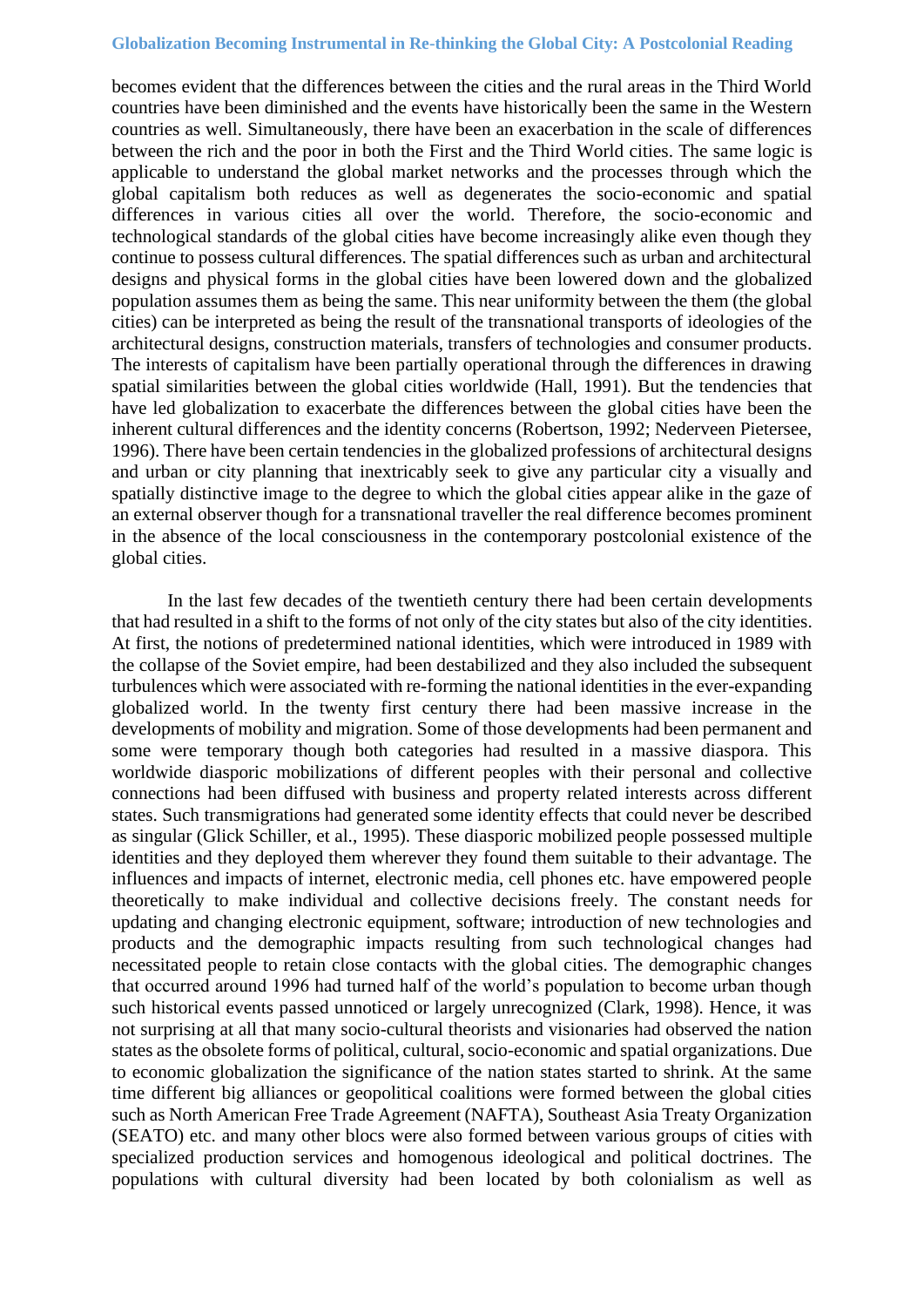becomes evident that the differences between the cities and the rural areas in the Third World countries have been diminished and the events have historically been the same in the Western countries as well. Simultaneously, there have been an exacerbation in the scale of differences between the rich and the poor in both the First and the Third World cities. The same logic is applicable to understand the global market networks and the processes through which the global capitalism both reduces as well as degenerates the socio-economic and spatial differences in various cities all over the world. Therefore, the socio-economic and technological standards of the global cities have become increasingly alike even though they continue to possess cultural differences. The spatial differences such as urban and architectural designs and physical forms in the global cities have been lowered down and the globalized population assumes them as being the same. This near uniformity between the them (the global cities) can be interpreted as being the result of the transnational transports of ideologies of the architectural designs, construction materials, transfers of technologies and consumer products. The interests of capitalism have been partially operational through the differences in drawing spatial similarities between the global cities worldwide (Hall, 1991). But the tendencies that have led globalization to exacerbate the differences between the global cities have been the inherent cultural differences and the identity concerns (Robertson, 1992; Nederveen Pietersee, 1996). There have been certain tendencies in the globalized professions of architectural designs and urban or city planning that inextricably seek to give any particular city a visually and spatially distinctive image to the degree to which the global cities appear alike in the gaze of an external observer though for a transnational traveller the real difference becomes prominent in the absence of the local consciousness in the contemporary postcolonial existence of the global cities.

In the last few decades of the twentieth century there had been certain developments that had resulted in a shift to the forms of not only of the city states but also of the city identities. At first, the notions of predetermined national identities, which were introduced in 1989 with the collapse of the Soviet empire, had been destabilized and they also included the subsequent turbulences which were associated with re-forming the national identities in the ever-expanding globalized world. In the twenty first century there had been massive increase in the developments of mobility and migration. Some of those developments had been permanent and some were temporary though both categories had resulted in a massive diaspora. This worldwide diasporic mobilizations of different peoples with their personal and collective connections had been diffused with business and property related interests across different states. Such transmigrations had generated some identity effects that could never be described as singular (Glick Schiller, et al., 1995). These diasporic mobilized people possessed multiple identities and they deployed them wherever they found them suitable to their advantage. The influences and impacts of internet, electronic media, cell phones etc. have empowered people theoretically to make individual and collective decisions freely. The constant needs for updating and changing electronic equipment, software; introduction of new technologies and products and the demographic impacts resulting from such technological changes had necessitated people to retain close contacts with the global cities. The demographic changes that occurred around 1996 had turned half of the world's population to become urban though such historical events passed unnoticed or largely unrecognized (Clark, 1998). Hence, it was not surprising at all that many socio-cultural theorists and visionaries had observed the nation states as the obsolete forms of political, cultural, socio-economic and spatial organizations. Due to economic globalization the significance of the nation states started to shrink. At the same time different big alliances or geopolitical coalitions were formed between the global cities such as North American Free Trade Agreement (NAFTA), Southeast Asia Treaty Organization (SEATO) etc. and many other blocs were also formed between various groups of cities with specialized production services and homogenous ideological and political doctrines. The populations with cultural diversity had been located by both colonialism as well as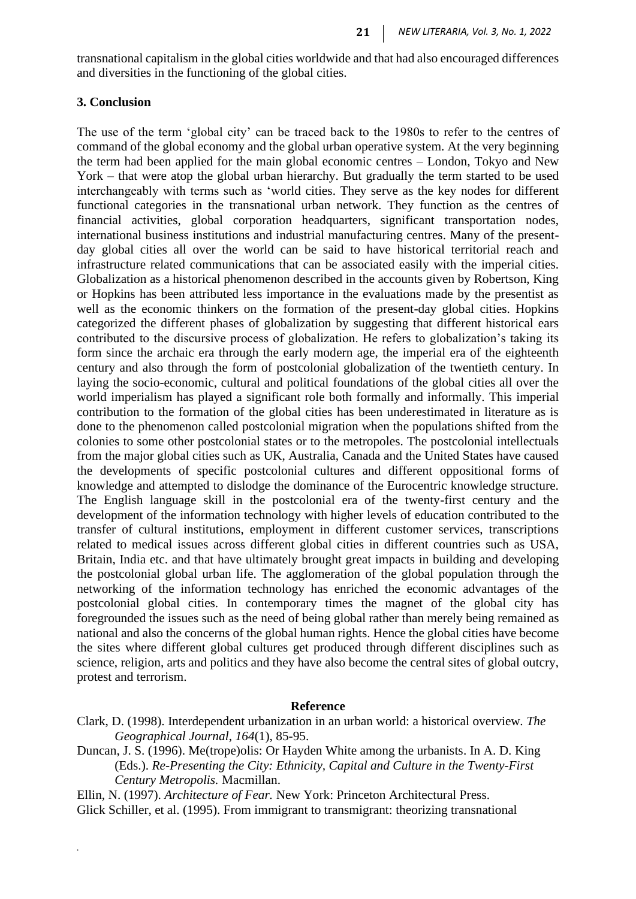transnational capitalism in the global cities worldwide and that had also encouraged differences and diversities in the functioning of the global cities.

### 3. Conclusion

The use of the term 'global city' can be traced back to the 1980s to refer to the centres of command of the global economy and the global urban operative system. At the very beginning the term had been applied for the main global economic centres – London, Tokyo and New York – that were atop the global urban hierarchy. But gradually the term started to be used interchangeably with terms such as 'world cities. They serve as the key nodes for different functional categories in the transnational urban network. They function as the centres of financial activities, global corporation headquarters, significant transportation nodes, international business institutions and industrial manufacturing centres. Many of the present-day global cities all over the world can be said to have historical territorial reach and infrastructure related communications that can be associated easily with the imperial cities. Globalization as a historical phenomenon described in the accounts given by Robertson, King or Hopkins has been attributed less importance in the evaluations made by the presentist as well as the economic thinkers on the formation of the present-day global cities. Hopkins categorized the different phases of globalization by suggesting that different historical ears contributed to the discursive process of globalization. He refers to globalization's taking its form since the archaic era through the early modern age, the imperial era of the eighteenth century and also through the form of postcolonial globalization of the twentieth century. In laying the socio-economic, cultural and political foundations of the global cities all over the world imperialism has played a significant role both formally and informally. This imperial contribution to the formation of the global cities has been underestimated in literature as is done to the phenomenon called postcolonial migration when the populations shifted from the colonies to some other postcolonial states or to the metropoles. The postcolonial intellectuals from the major global cities such as UK, Australia, Canada and the United States have caused the developments of specific postcolonial cultures and different oppositional forms of knowledge and attempted to dislodge the dominance of the Eurocentric knowledge structure. The English language skill in the postcolonial era of the twenty-first century and the development of the information technology with higher levels of education contributed to the transfer of cultural institutions, employment in different customer services, transcriptions related to medical issues across different global cities in different countries such as USA, Britain, India etc. and that have ultimately brought great impacts in building and developing the postcolonial global urban life. The agglomeration of the global population through the networking of the information technology has enriched the economic advantages of the postcolonial global cities. In contemporary times the magnet of the global city has foregrounded the issues such as the need of being global rather than merely being remained as national and also the concerns of the global human rights. Hence the global cities have become the sites where different global cultures get produced through different disciplines such as science, religion, arts and politics and they have also become the central sites of global outcry, protest and terrorism.

### Reference

Clark, D. (1998). Interdependent urbanization in an urban world: a historical overview. *The Geographical Journal*, *164*(1), 85-95.

Duncan, J. S. (1996). Me(trope)olis: Or Hayden White among the urbanists. In A. D. King (Eds.). *Re-Presenting the City: Ethnicity, Capital and Culture in the Twenty-First Century Metropolis.* Macmillan.

Ellin, N. (1997). *Architecture of Fear.* New York: Princeton Architectural Press.

Glick Schiller, et al. (1995). From immigrant to transmigrant: theorizing transnational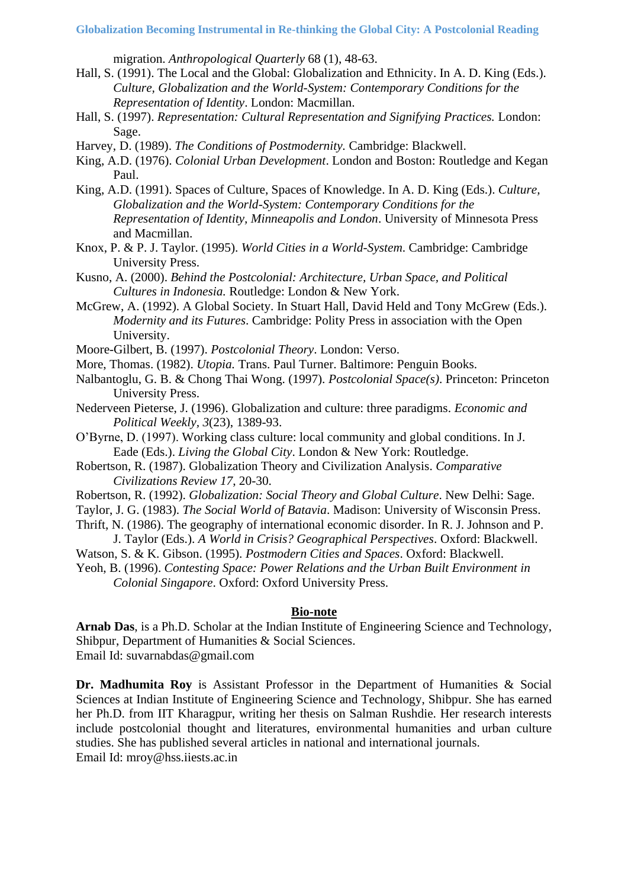migration. *Anthropological Quarterly* 68 (1), 48-63.

Hall, S. (1991). The Local and the Global: Globalization and Ethnicity. In A. D. King (Eds.). *Culture, Globalization and the World-System: Contemporary Conditions for the Representation of Identity*. London: Macmillan.

Hall, S. (1997). *Representation: Cultural Representation and Signifying Practices.* London: Sage.

Harvey, D. (1989). *The Conditions of Postmodernity.* Cambridge: Blackwell.

King, A.D. (1976). *Colonial Urban Development*. London and Boston: Routledge and Kegan Paul.

King, A.D. (1991). Spaces of Culture, Spaces of Knowledge. In A. D. King (Eds.). *Culture, Globalization and the World-System: Contemporary Conditions for the Representation of Identity, Minneapolis and London*. University of Minnesota Press and Macmillan.

Knox, P. & P. J. Taylor. (1995). *World Cities in a World-System*. Cambridge: Cambridge University Press.

Kusno, A. (2000). *Behind the Postcolonial: Architecture, Urban Space, and Political Cultures in Indonesia.* Routledge: London & New York.

McGrew, A. (1992). A Global Society. In Stuart Hall, David Held and Tony McGrew (Eds.). *Modernity and its Futures*. Cambridge: Polity Press in association with the Open University.

Moore-Gilbert, B. (1997). *Postcolonial Theory*. London: Verso.

More, Thomas. (1982). *Utopia.* Trans. Paul Turner. Baltimore: Penguin Books.

Nalbantoglu, G. B. & Chong Thai Wong. (1997). *Postcolonial Space(s)*. Princeton: Princeton University Press.

Nederveen Pieterse, J. (1996). Globalization and culture: three paradigms. *Economic and Political Weekly, 3*(23), 1389-93.

O'Byrne, D. (1997). Working class culture: local community and global conditions. In J. Eade (Eds.). *Living the Global City*. London & New York: Routledge.

Robertson, R. (1987). Globalization Theory and Civilization Analysis. *Comparative Civilizations Review 17*, 20-30.

Robertson, R. (1992). *Globalization: Social Theory and Global Culture*. New Delhi: Sage.

Taylor, J. G. (1983). *The Social World of Batavia*. Madison: University of Wisconsin Press.

Thrift, N. (1986). The geography of international economic disorder. In R. J. Johnson and P. J. Taylor (Eds.). *A World in Crisis? Geographical Perspectives*. Oxford: Blackwell.

Watson, S. & K. Gibson. (1995). *Postmodern Cities and Spaces*. Oxford: Blackwell.

Yeoh, B. (1996). *Contesting Space: Power Relations and the Urban Built Environment in Colonial Singapore*. Oxford: Oxford University Press.

## Bio-note

**Arnab Das**, is a Ph.D. Scholar at the Indian Institute of Engineering Science and Technology, Shibpur, Department of Humanities & Social Sciences.
Email Id: suvarnabdas@gmail.com

**Dr. Madhumita Roy** is Assistant Professor in the Department of Humanities & Social Sciences at Indian Institute of Engineering Science and Technology, Shibpur. She has earned her Ph.D. from IIT Kharagpur, writing her thesis on Salman Rushdie. Her research interests include postcolonial thought and literatures, environmental humanities and urban culture studies. She has published several articles in national and international journals.
Email Id: mroy@hss.iiests.ac.in